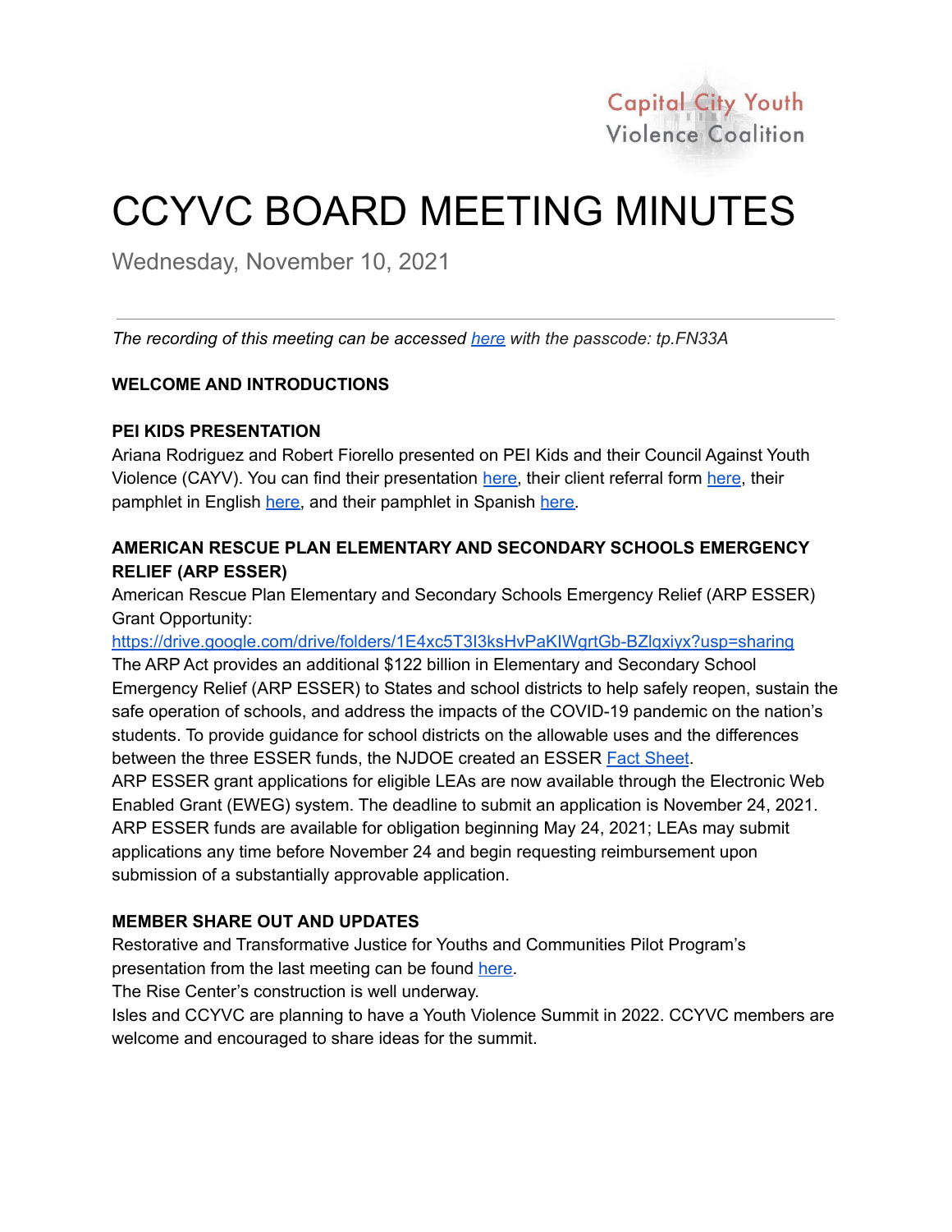Capital City Youth Violence Coalition

# CCYVC BOARD MEETING MINUTES

Wednesday, November 10, 2021

---

*The recording of this meeting can be accessed here with the passcode: tp.FN33A*

**WELCOME AND INTRODUCTIONS**

**PEI KIDS PRESENTATION**

Ariana Rodriguez and Robert Fiorello presented on PEI Kids and their Council Against Youth Violence (CAYV). You can find their presentation here, their client referral form here, their pamphlet in English here, and their pamphlet in Spanish here.

**AMERICAN RESCUE PLAN ELEMENTARY AND SECONDARY SCHOOLS EMERGENCY RELIEF (ARP ESSER)**

American Rescue Plan Elementary and Secondary Schools Emergency Relief (ARP ESSER) Grant Opportunity:
https://drive.google.com/drive/folders/1E4xc5T3I3ksHvPaKIWgrtGb-BZlqxiyx?usp=sharing
The ARP Act provides an additional $122 billion in Elementary and Secondary School Emergency Relief (ARP ESSER) to States and school districts to help safely reopen, sustain the safe operation of schools, and address the impacts of the COVID-19 pandemic on the nation's students. To provide guidance for school districts on the allowable uses and the differences between the three ESSER funds, the NJDOE created an ESSER Fact Sheet.
ARP ESSER grant applications for eligible LEAs are now available through the Electronic Web Enabled Grant (EWEG) system. The deadline to submit an application is November 24, 2021. ARP ESSER funds are available for obligation beginning May 24, 2021; LEAs may submit applications any time before November 24 and begin requesting reimbursement upon submission of a substantially approvable application.

**MEMBER SHARE OUT AND UPDATES**

Restorative and Transformative Justice for Youths and Communities Pilot Program's presentation from the last meeting can be found here.
The Rise Center's construction is well underway.
Isles and CCYVC are planning to have a Youth Violence Summit in 2022. CCYVC members are welcome and encouraged to share ideas for the summit.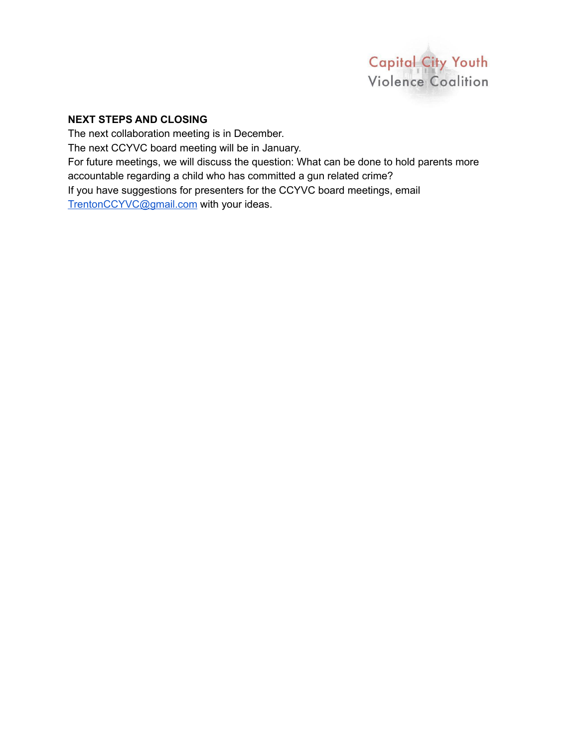## NEXT STEPS AND CLOSING

The next collaboration meeting is in December.

The next CCYVC board meeting will be in January.

For future meetings, we will discuss the question: What can be done to hold parents more accountable regarding a child who has committed a gun related crime?

If you have suggestions for presenters for the CCYVC board meetings, email TrentonCCYVC@gmail.com with your ideas.